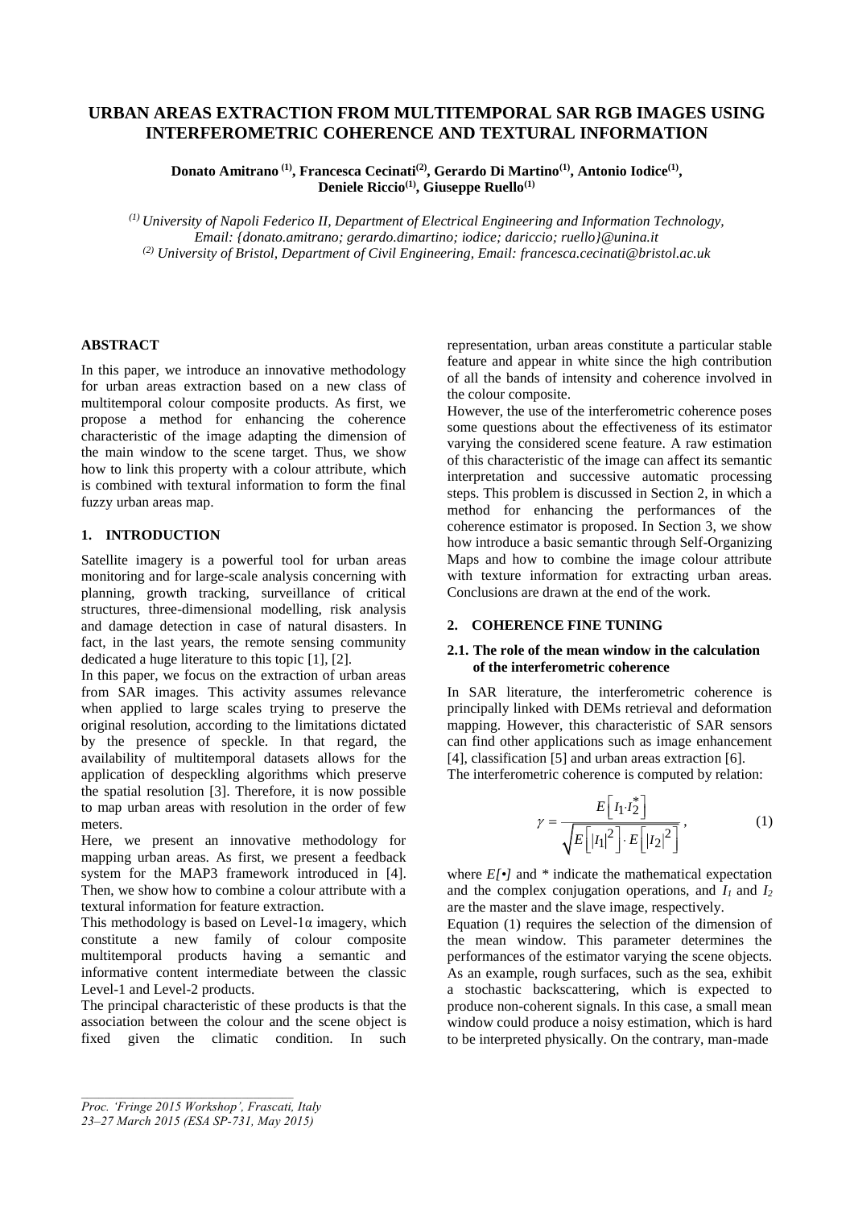# URBAN AREAS EXTRACTION FROM MULTITEMPORAL SAR RGB IMAGES USING INTERFEROMETRIC COHERENCE AND TEXTURAL INFORMATION

**Donato Amitrano [(1)], Francesca Cecinati[(2)], Gerardo Di Martino[(1)], Antonio Iodice[(1)], Deniele Riccio[(1)], Giuseppe Ruello[(1)]**

*[(1)] University of Napoli Federico II, Department of Electrical Engineering and Information Technology, Email: {donato.amitrano; gerardo.dimartino; iodice; dariccio; ruello}@unina.it*
*[(2)] University of Bristol, Department of Civil Engineering, Email: francesca.cecinati@bristol.ac.uk*

## ABSTRACT

In this paper, we introduce an innovative methodology for urban areas extraction based on a new class of multitemporal colour composite products. As first, we propose a method for enhancing the coherence characteristic of the image adapting the dimension of the main window to the scene target. Thus, we show how to link this property with a colour attribute, which is combined with textural information to form the final fuzzy urban areas map.

## 1. INTRODUCTION

Satellite imagery is a powerful tool for urban areas monitoring and for large-scale analysis concerning with planning, growth tracking, surveillance of critical structures, three-dimensional modelling, risk analysis and damage detection in case of natural disasters. In fact, in the last years, the remote sensing community dedicated a huge literature to this topic [1], [2].

In this paper, we focus on the extraction of urban areas from SAR images. This activity assumes relevance when applied to large scales trying to preserve the original resolution, according to the limitations dictated by the presence of speckle. In that regard, the availability of multitemporal datasets allows for the application of despeckling algorithms which preserve the spatial resolution [3]. Therefore, it is now possible to map urban areas with resolution in the order of few meters.

Here, we present an innovative methodology for mapping urban areas. As first, we present a feedback system for the MAP3 framework introduced in [4]. Then, we show how to combine a colour attribute with a textural information for feature extraction.

This methodology is based on Level-1α imagery, which constitute a new family of colour composite multitemporal products having a semantic and informative content intermediate between the classic Level-1 and Level-2 products.

The principal characteristic of these products is that the association between the colour and the scene object is fixed given the climatic condition. In such representation, urban areas constitute a particular stable feature and appear in white since the high contribution of all the bands of intensity and coherence involved in the colour composite.

However, the use of the interferometric coherence poses some questions about the effectiveness of its estimator varying the considered scene feature. A raw estimation of this characteristic of the image can affect its semantic interpretation and successive automatic processing steps. This problem is discussed in Section 2, in which a method for enhancing the performances of the coherence estimator is proposed. In Section 3, we show how introduce a basic semantic through Self-Organizing Maps and how to combine the image colour attribute with texture information for extracting urban areas. Conclusions are drawn at the end of the work.

## 2. COHERENCE FINE TUNING

### 2.1. The role of the mean window in the calculation of the interferometric coherence

In SAR literature, the interferometric coherence is principally linked with DEMs retrieval and deformation mapping. However, this characteristic of SAR sensors can find other applications such as image enhancement [4], classification [5] and urban areas extraction [6].

The interferometric coherence is computed by relation:

$$\gamma = \frac{E\left[ I_1 \cdot I_2^* \right]}{\sqrt{E\left[ |I_1|^2 \right] \cdot E\left[ |I_2|^2 \right]}}, \tag{1}$$

where $E[\bullet]$ and $*$ indicate the mathematical expectation and the complex conjugation operations, and $I_1$ and $I_2$ are the master and the slave image, respectively.

Equation (1) requires the selection of the dimension of the mean window. This parameter determines the performances of the estimator varying the scene objects. As an example, rough surfaces, such as the sea, exhibit a stochastic backscattering, which is expected to produce non-coherent signals. In this case, a small mean window could produce a noisy estimation, which is hard to be interpreted physically. On the contrary, man-made

*Proc. 'Fringe 2015 Workshop', Frascati, Italy 23–27 March 2015 (ESA SP-731, May 2015)*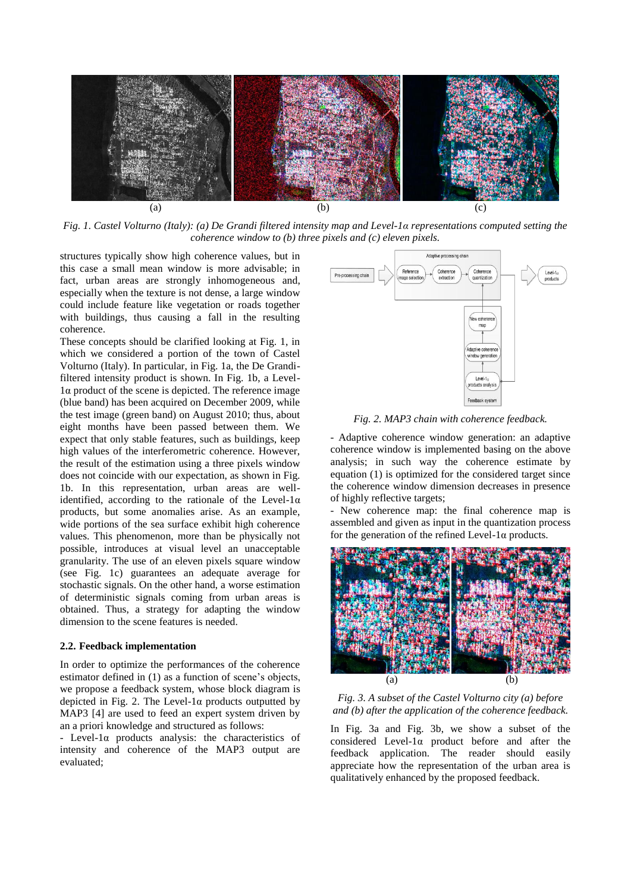Fig. 1. Castel Volturno (Italy): (a) De Grandi filtered intensity map and Level-1α representations computed setting the coherence window to (b) three pixels and (c) eleven pixels.

structures typically show high coherence values, but in this case a small mean window is more advisable; in fact, urban areas are strongly inhomogeneous and, especially when the texture is not dense, a large window could include feature like vegetation or roads together with buildings, thus causing a fall in the resulting coherence.

These concepts should be clarified looking at Fig. 1, in which we considered a portion of the town of Castel Volturno (Italy). In particular, in Fig. 1a, the De Grandi-filtered intensity product is shown. In Fig. 1b, a Level-1α product of the scene is depicted. The reference image (blue band) has been acquired on December 2009, while the test image (green band) on August 2010; thus, about eight months have been passed between them. We expect that only stable features, such as buildings, keep high values of the interferometric coherence. However, the result of the estimation using a three pixels window does not coincide with our expectation, as shown in Fig. 1b. In this representation, urban areas are well-identified, according to the rationale of the Level-1α products, but some anomalies arise. As an example, wide portions of the sea surface exhibit high coherence values. This phenomenon, more than be physically not possible, introduces at visual level an unacceptable granularity. The use of an eleven pixels square window (see Fig. 1c) guarantees an adequate average for stochastic signals. On the other hand, a worse estimation of deterministic signals coming from urban areas is obtained. Thus, a strategy for adapting the window dimension to the scene features is needed.

### 2.2. Feedback implementation

In order to optimize the performances of the coherence estimator defined in (1) as a function of scene's objects, we propose a feedback system, whose block diagram is depicted in Fig. 2. The Level-1α products outputted by MAP3 [4] are used to feed an expert system driven by an a priori knowledge and structured as follows:

- Level-1α products analysis: the characteristics of intensity and coherence of the MAP3 output are evaluated;

Fig. 2. MAP3 chain with coherence feedback.

- Adaptive coherence window generation: an adaptive coherence window is implemented basing on the above analysis; in such way the coherence estimate by equation (1) is optimized for the considered target since the coherence window dimension decreases in presence of highly reflective targets;
- New coherence map: the final coherence map is assembled and given as input in the quantization process for the generation of the refined Level-1α products.

Fig. 3. A subset of the Castel Volturno city (a) before and (b) after the application of the coherence feedback.

In Fig. 3a and Fig. 3b, we show a subset of the considered Level-1α product before and after the feedback application. The reader should easily appreciate how the representation of the urban area is qualitatively enhanced by the proposed feedback.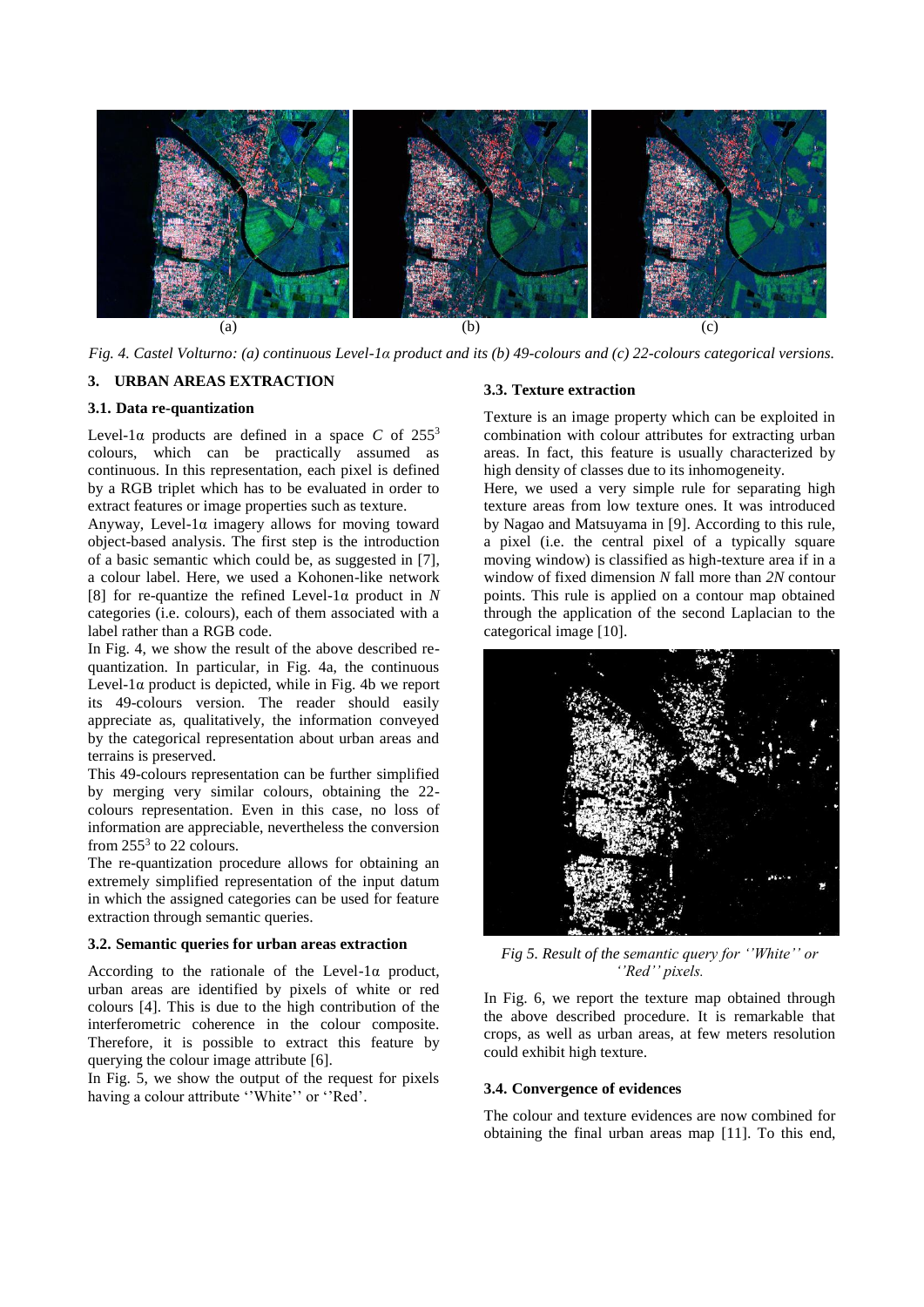(a) (b) (c)

*Fig. 4. Castel Volturno: (a) continuous Level-1α product and its (b) 49-colours and (c) 22-colours categorical versions.*

## 3. URBAN AREAS EXTRACTION

### 3.1. Data re-quantization

Level-1α products are defined in a space $C$ of $255^3$ colours, which can be practically assumed as continuous. In this representation, each pixel is defined by a RGB triplet which has to be evaluated in order to extract features or image properties such as texture.

Anyway, Level-1α imagery allows for moving toward object-based analysis. The first step is the introduction of a basic semantic which could be, as suggested in [7], a colour label. Here, we used a Kohonen-like network [8] for re-quantize the refined Level-1α product in $N$ categories (i.e. colours), each of them associated with a label rather than a RGB code.

In Fig. 4, we show the result of the above described re-quantization. In particular, in Fig. 4a, the continuous Level-1α product is depicted, while in Fig. 4b we report its 49-colours version. The reader should easily appreciate as, qualitatively, the information conveyed by the categorical representation about urban areas and terrains is preserved.

This 49-colours representation can be further simplified by merging very similar colours, obtaining the 22-colours representation. Even in this case, no loss of information are appreciable, nevertheless the conversion from $255^3$ to 22 colours.

The re-quantization procedure allows for obtaining an extremely simplified representation of the input datum in which the assigned categories can be used for feature extraction through semantic queries.

### 3.2. Semantic queries for urban areas extraction

According to the rationale of the Level-1α product, urban areas are identified by pixels of white or red colours [4]. This is due to the high contribution of the interferometric coherence in the colour composite. Therefore, it is possible to extract this feature by querying the colour image attribute [6].

In Fig. 5, we show the output of the request for pixels having a colour attribute ''White'' or ''Red'.

### 3.3. Texture extraction

Texture is an image property which can be exploited in combination with colour attributes for extracting urban areas. In fact, this feature is usually characterized by high density of classes due to its inhomogeneity.

Here, we used a very simple rule for separating high texture areas from low texture ones. It was introduced by Nagao and Matsuyama in [9]. According to this rule, a pixel (i.e. the central pixel of a typically square moving window) is classified as high-texture area if in a window of fixed dimension $N$ fall more than $2N$ contour points. This rule is applied on a contour map obtained through the application of the second Laplacian to the categorical image [10].

*Fig 5. Result of the semantic query for ''White'' or ''Red'' pixels.*

In Fig. 6, we report the texture map obtained through the above described procedure. It is remarkable that crops, as well as urban areas, at few meters resolution could exhibit high texture.

### 3.4. Convergence of evidences

The colour and texture evidences are now combined for obtaining the final urban areas map [11]. To this end,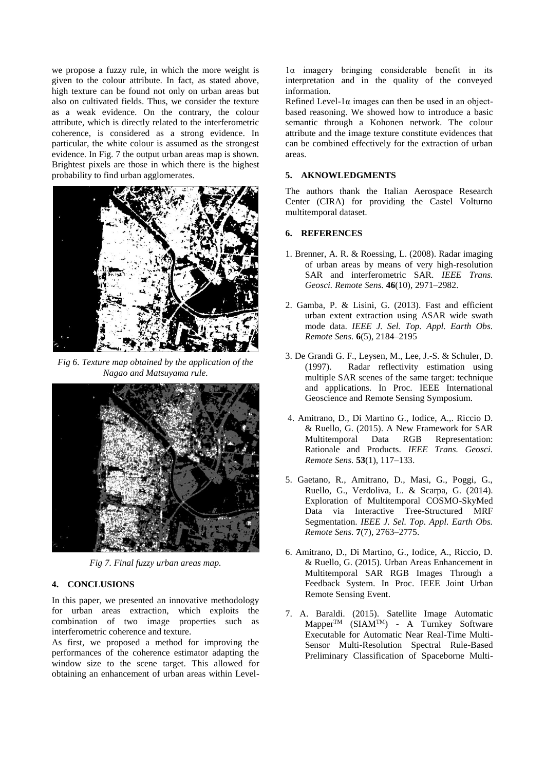we propose a fuzzy rule, in which the more weight is given to the colour attribute. In fact, as stated above, high texture can be found not only on urban areas but also on cultivated fields. Thus, we consider the texture as a weak evidence. On the contrary, the colour attribute, which is directly related to the interferometric coherence, is considered as a strong evidence. In particular, the white colour is assumed as the strongest evidence. In Fig. 7 the output urban areas map is shown. Brightest pixels are those in which there is the highest probability to find urban agglomerates.

*Fig 6. Texture map obtained by the application of the Nagao and Matsuyama rule.*

*Fig 7. Final fuzzy urban areas map.*

## 4. CONCLUSIONS

In this paper, we presented an innovative methodology for urban areas extraction, which exploits the combination of two image properties such as interferometric coherence and texture.

As first, we proposed a method for improving the performances of the coherence estimator adapting the window size to the scene target. This allowed for obtaining an enhancement of urban areas within Level-1α imagery bringing considerable benefit in its interpretation and in the quality of the conveyed information.

Refined Level-1α images can then be used in an object-based reasoning. We showed how to introduce a basic semantic through a Kohonen network. The colour attribute and the image texture constitute evidences that can be combined effectively for the extraction of urban areas.

## 5. AKNOWLEDGMENTS

The authors thank the Italian Aerospace Research Center (CIRA) for providing the Castel Volturno multitemporal dataset.

## 6. REFERENCES

1. Brenner, A. R. & Roessing, L. (2008). Radar imaging of urban areas by means of very high-resolution SAR and interferometric SAR. *IEEE Trans. Geosci. Remote Sens.* **46**(10), 2971–2982.

2. Gamba, P. & Lisini, G. (2013). Fast and efficient urban extent extraction using ASAR wide swath mode data. *IEEE J. Sel. Top. Appl. Earth Obs. Remote Sens.* **6**(5), 2184–2195

3. De Grandi G. F., Leysen, M., Lee, J.-S. & Schuler, D. (1997). Radar reflectivity estimation using multiple SAR scenes of the same target: technique and applications. In Proc. IEEE International Geoscience and Remote Sensing Symposium.

4. Amitrano, D., Di Martino G., Iodice, A.,. Riccio D. & Ruello, G. (2015). A New Framework for SAR Multitemporal Data RGB Representation: Rationale and Products. *IEEE Trans. Geosci. Remote Sens.* **53**(1), 117–133.

5. Gaetano, R., Amitrano, D., Masi, G., Poggi, G., Ruello, G., Verdoliva, L. & Scarpa, G. (2014). Exploration of Multitemporal COSMO-SkyMed Data via Interactive Tree-Structured MRF Segmentation. *IEEE J. Sel. Top. Appl. Earth Obs. Remote Sens.* **7**(7), 2763–2775.

6. Amitrano, D., Di Martino, G., Iodice, A., Riccio, D. & Ruello, G. (2015). Urban Areas Enhancement in Multitemporal SAR RGB Images Through a Feedback System. In Proc. IEEE Joint Urban Remote Sensing Event.

7. A. Baraldi. (2015). Satellite Image Automatic Mapper™ (SIAM™) - A Turnkey Software Executable for Automatic Near Real-Time Multi-Sensor Multi-Resolution Spectral Rule-Based Preliminary Classification of Spaceborne Multi-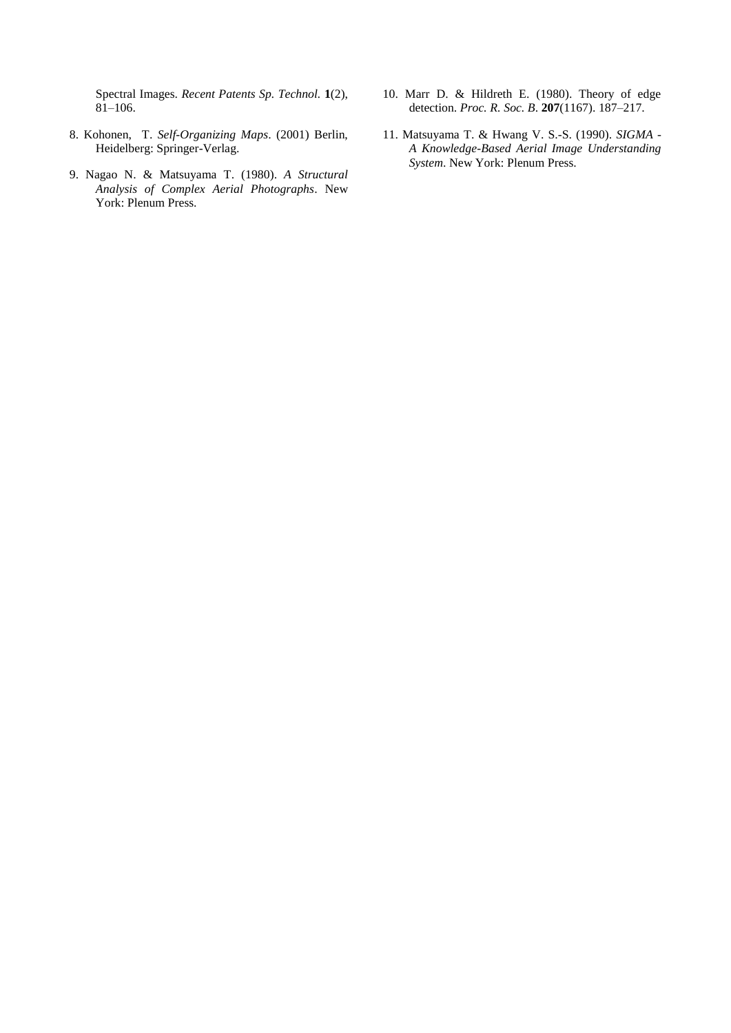Spectral Images. *Recent Patents Sp. Technol.* **1**(2), 81–106.

8. Kohonen, T. *Self-Organizing Maps*. (2001) Berlin, Heidelberg: Springer-Verlag.

9. Nagao N. & Matsuyama T. (1980). *A Structural Analysis of Complex Aerial Photographs*. New York: Plenum Press.

10. Marr D. & Hildreth E. (1980). Theory of edge detection. *Proc. R. Soc. B*. **207**(1167). 187–217.

11. Matsuyama T. & Hwang V. S.-S. (1990). *SIGMA - A Knowledge-Based Aerial Image Understanding System*. New York: Plenum Press.